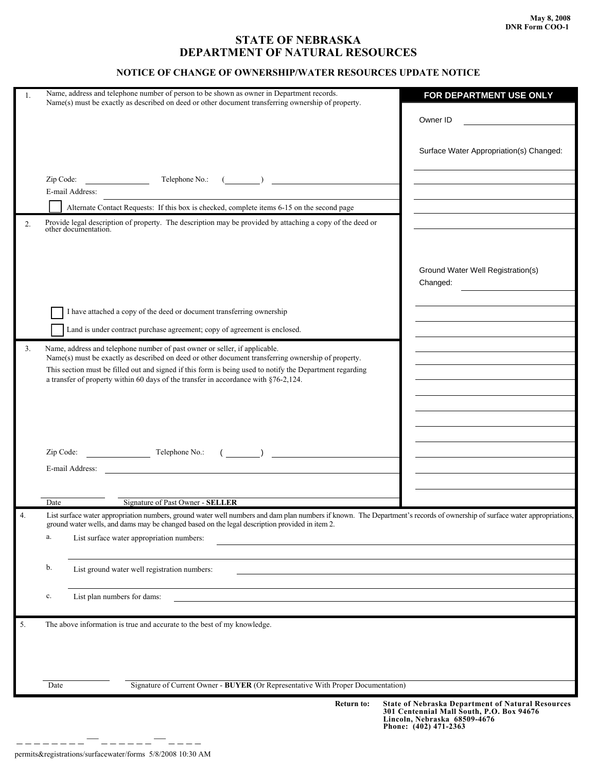May 8, 2008
DNR Form COO-1

# STATE OF NEBRASKA
# DEPARTMENT OF NATURAL RESOURCES

## NOTICE OF CHANGE OF OWNERSHIP/WATER RESOURCES UPDATE NOTICE

1. Name, address and telephone number of person to be shown as owner in Department records. Name(s) must be exactly as described on deed or other document transferring ownership of property.

   Zip Code: ____________ Telephone No.: (______) ____________________

   E-mail Address: ____________________

   ☐ Alternate Contact Requests: If this box is checked, complete items 6-15 on the second page

2. Provide legal description of property. The description may be provided by attaching a copy of the deed or other documentation.

   ☐ I have attached a copy of the deed or document transferring ownership

   ☐ Land is under contract purchase agreement; copy of agreement is enclosed.

3. Name, address and telephone number of past owner or seller, if applicable. Name(s) must be exactly as described on deed or other document transferring ownership of property.

   This section must be filled out and signed if this form is being used to notify the Department regarding a transfer of property within 60 days of the transfer in accordance with §76-2,124.

   Zip Code: ____________ Telephone No.: (______) ____________________

   E-mail Address: ____________________

   ____________ ____________________
   Date Signature of Past Owner - **SELLER**

**FOR DEPARTMENT USE ONLY**

Owner ID ____________

Surface Water Appropriation(s) Changed:

____________________

Ground Water Well Registration(s) Changed: ____________

____________________

4. List surface water appropriation numbers, ground water well numbers and dam plan numbers if known. The Department's records of ownership of surface water appropriations, ground water wells, and dams may be changed based on the legal description provided in item 2.

   a. List surface water appropriation numbers: ____________________

   b. List ground water well registration numbers: ____________________

   c. List plan numbers for dams: ____________________

5. The above information is true and accurate to the best of my knowledge.

   ____________ ____________________
   Date Signature of Current Owner - **BUYER** (Or Representative With Proper Documentation)

**Return to:** **State of Nebraska Department of Natural Resources**
**301 Centennial Mall South, P.O. Box 94676**
**Lincoln, Nebraska 68509-4676**
**Phone: (402) 471-2363**

permits&registrations/surfacewater/forms 5/8/2008 10:30 AM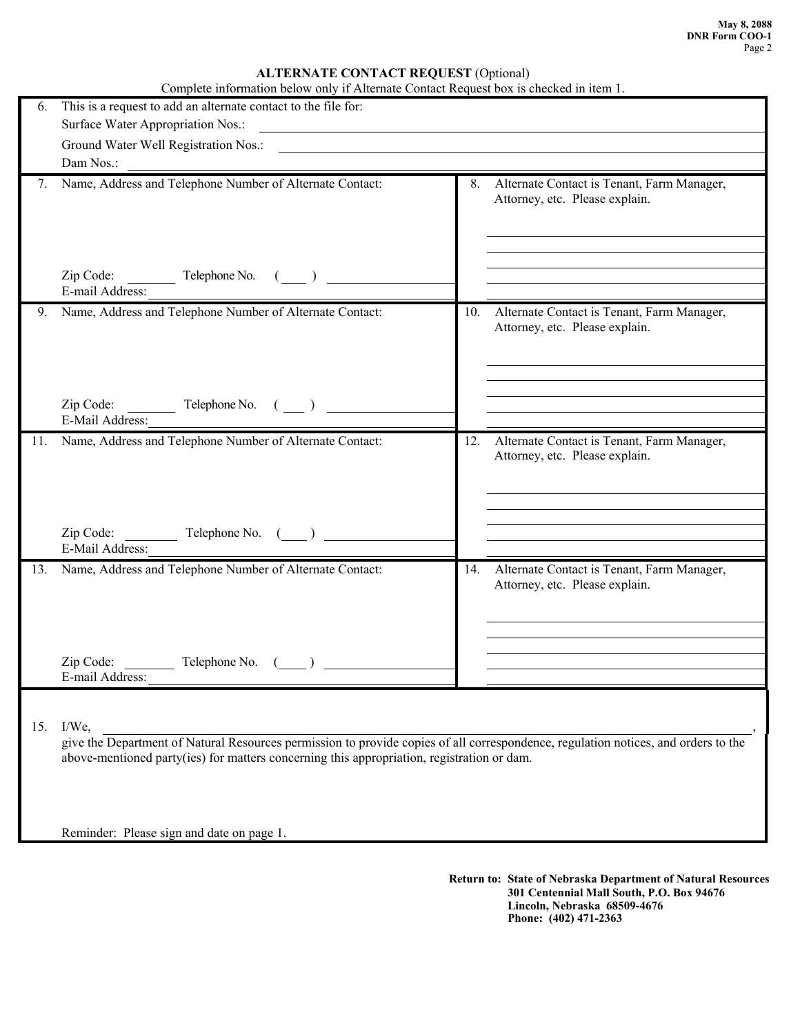## ALTERNATE CONTACT REQUEST (Optional)

Complete information below only if Alternate Contact Request box is checked in item 1.

6. This is a request to add an alternate contact to the file for:

   Surface Water Appropriation Nos.: ______________________

   Ground Water Well Registration Nos.: ______________________

   Dam Nos.: ______________________

| | |
|---|---|
| 7. Name, Address and Telephone Number of Alternate Contact:<br><br>Zip Code: ______ Telephone No. ( ___ ) __________<br>E-mail Address: __________ | 8. Alternate Contact is Tenant, Farm Manager, Attorney, etc. Please explain. |
| 9. Name, Address and Telephone Number of Alternate Contact:<br><br>Zip Code: ______ Telephone No. ( ___ ) __________<br>E-Mail Address: __________ | 10. Alternate Contact is Tenant, Farm Manager, Attorney, etc. Please explain. |
| 11. Name, Address and Telephone Number of Alternate Contact:<br><br>Zip Code: ______ Telephone No. ( ___ ) __________<br>E-Mail Address: __________ | 12. Alternate Contact is Tenant, Farm Manager, Attorney, etc. Please explain. |
| 13. Name, Address and Telephone Number of Alternate Contact:<br><br>Zip Code: ______ Telephone No. ( ___ ) __________<br>E-mail Address: __________ | 14. Alternate Contact is Tenant, Farm Manager, Attorney, etc. Please explain. |

15. I/We, ______________________________________________,
    give the Department of Natural Resources permission to provide copies of all correspondence, regulation notices, and orders to the above-mentioned party(ies) for matters concerning this appropriation, registration or dam.

    Reminder: Please sign and date on page 1.

**Return to: State of Nebraska Department of Natural Resources**
**301 Centennial Mall South, P.O. Box 94676**
**Lincoln, Nebraska 68509-4676**
**Phone: (402) 471-2363**